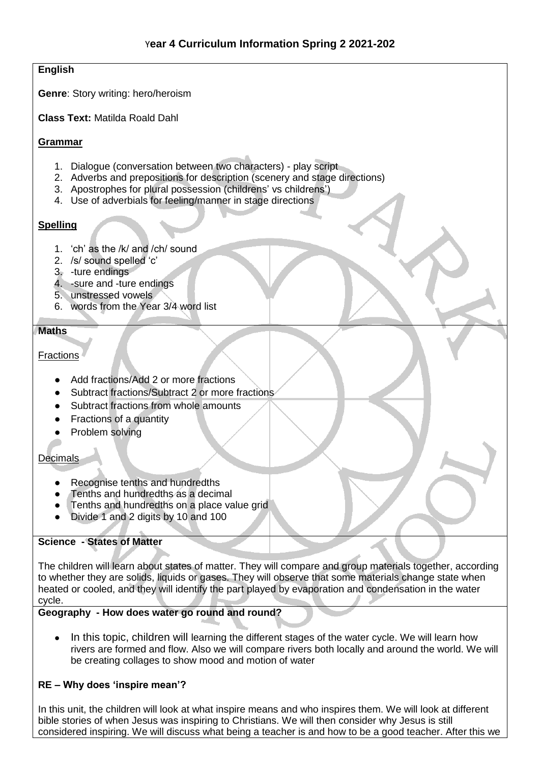# Year 4 Curriculum Information Spring 2 2021-202

## English

**Genre**: Story writing: hero/heroism

**Class Text:** Matilda Roald Dahl

### Grammar

1. Dialogue (conversation between two characters) - play script
2. Adverbs and prepositions for description (scenery and stage directions)
3. Apostrophes for plural possession (childrens' vs childrens')
4. Use of adverbials for feeling/manner in stage directions

### Spelling

1. 'ch' as the /k/ and /ch/ sound
2. /s/ sound spelled 'c'
3. -ture endings
4. -sure and -ture endings
5. unstressed vowels
6. words from the Year 3/4 word list

## Maths

### Fractions

- Add fractions/Add 2 or more fractions
- Subtract fractions/Subtract 2 or more fractions
- Subtract fractions from whole amounts
- Fractions of a quantity
- Problem solving

### Decimals

- Recognise tenths and hundredths
- Tenths and hundredths as a decimal
- Tenths and hundredths on a place value grid
- Divide 1 and 2 digits by 10 and 100

## Science - States of Matter

The children will learn about states of matter. They will compare and group materials together, according to whether they are solids, liquids or gases. They will observe that some materials change state when heated or cooled, and they will identify the part played by evaporation and condensation in the water cycle.

## Geography - How does water go round and round?

- In this topic, children will learning the different stages of the water cycle. We will learn how rivers are formed and flow. Also we will compare rivers both locally and around the world. We will be creating collages to show mood and motion of water

## RE – Why does 'inspire mean'?

In this unit, the children will look at what inspire means and who inspires them. We will look at different bible stories of when Jesus was inspiring to Christians. We will then consider why Jesus is still considered inspiring. We will discuss what being a teacher is and how to be a good teacher. After this we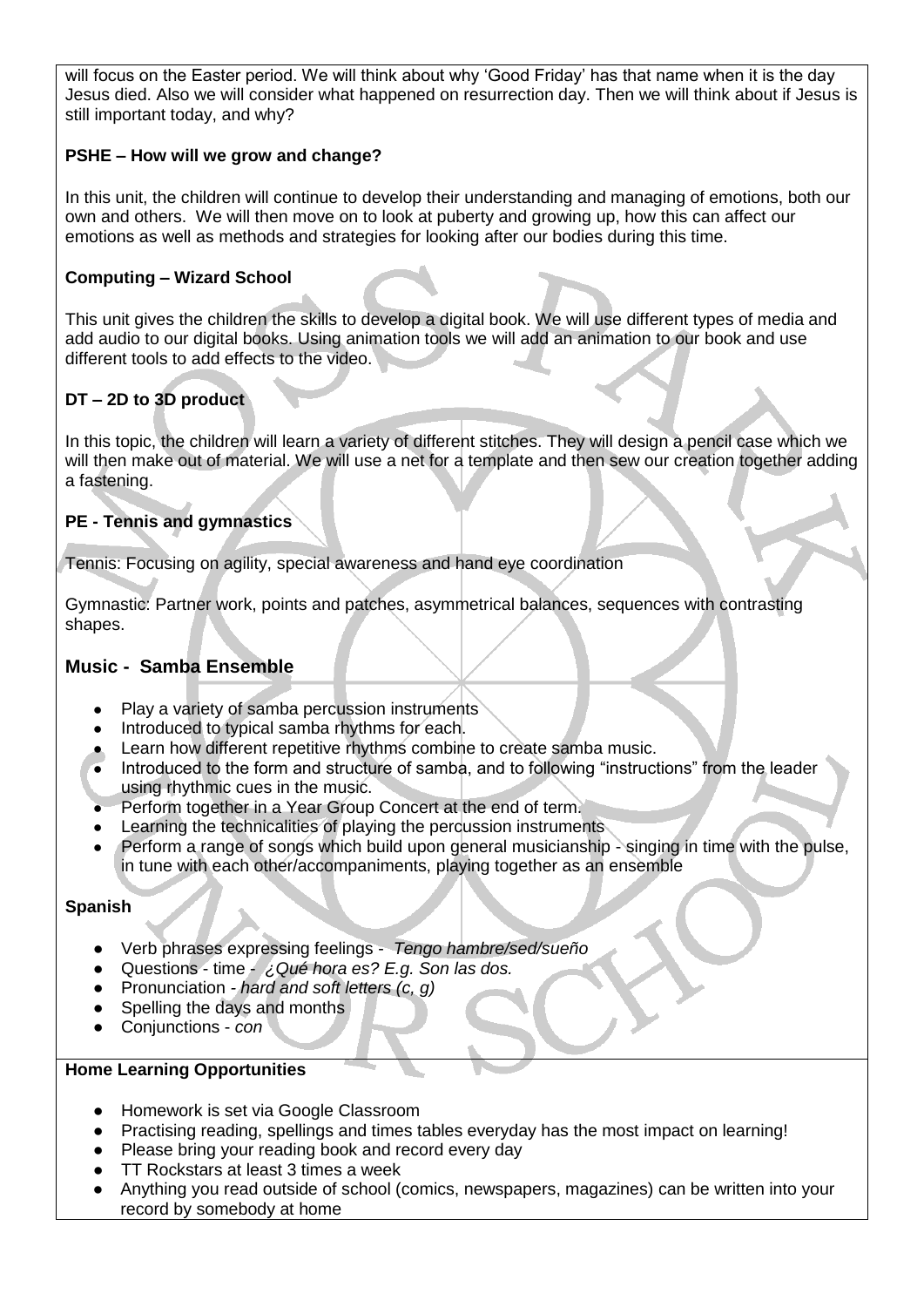will focus on the Easter period. We will think about why 'Good Friday' has that name when it is the day Jesus died. Also we will consider what happened on resurrection day. Then we will think about if Jesus is still important today, and why?

**PSHE – How will we grow and change?**

In this unit, the children will continue to develop their understanding and managing of emotions, both our own and others. We will then move on to look at puberty and growing up, how this can affect our emotions as well as methods and strategies for looking after our bodies during this time.

**Computing – Wizard School**

This unit gives the children the skills to develop a digital book. We will use different types of media and add audio to our digital books. Using animation tools we will add an animation to our book and use different tools to add effects to the video.

**DT – 2D to 3D product**

In this topic, the children will learn a variety of different stitches. They will design a pencil case which we will then make out of material. We will use a net for a template and then sew our creation together adding a fastening.

**PE - Tennis and gymnastics**

Tennis: Focusing on agility, special awareness and hand eye coordination

Gymnastic: Partner work, points and patches, asymmetrical balances, sequences with contrasting shapes.

## Music - Samba Ensemble

- Play a variety of samba percussion instruments
- Introduced to typical samba rhythms for each.
- Learn how different repetitive rhythms combine to create samba music.
- Introduced to the form and structure of samba, and to following "instructions" from the leader using rhythmic cues in the music.
- Perform together in a Year Group Concert at the end of term.
- Learning the technicalities of playing the percussion instruments
- Perform a range of songs which build upon general musicianship - singing in time with the pulse, in tune with each other/accompaniments, playing together as an ensemble

**Spanish**

- Verb phrases expressing feelings - *Tengo hambre/sed/sueño*
- Questions - time - *¿Qué hora es? E.g. Son las dos.*
- Pronunciation - *hard and soft letters (c, g)*
- Spelling the days and months
- Conjunctions - *con*

**Home Learning Opportunities**

- Homework is set via Google Classroom
- Practising reading, spellings and times tables everyday has the most impact on learning!
- Please bring your reading book and record every day
- TT Rockstars at least 3 times a week
- Anything you read outside of school (comics, newspapers, magazines) can be written into your record by somebody at home